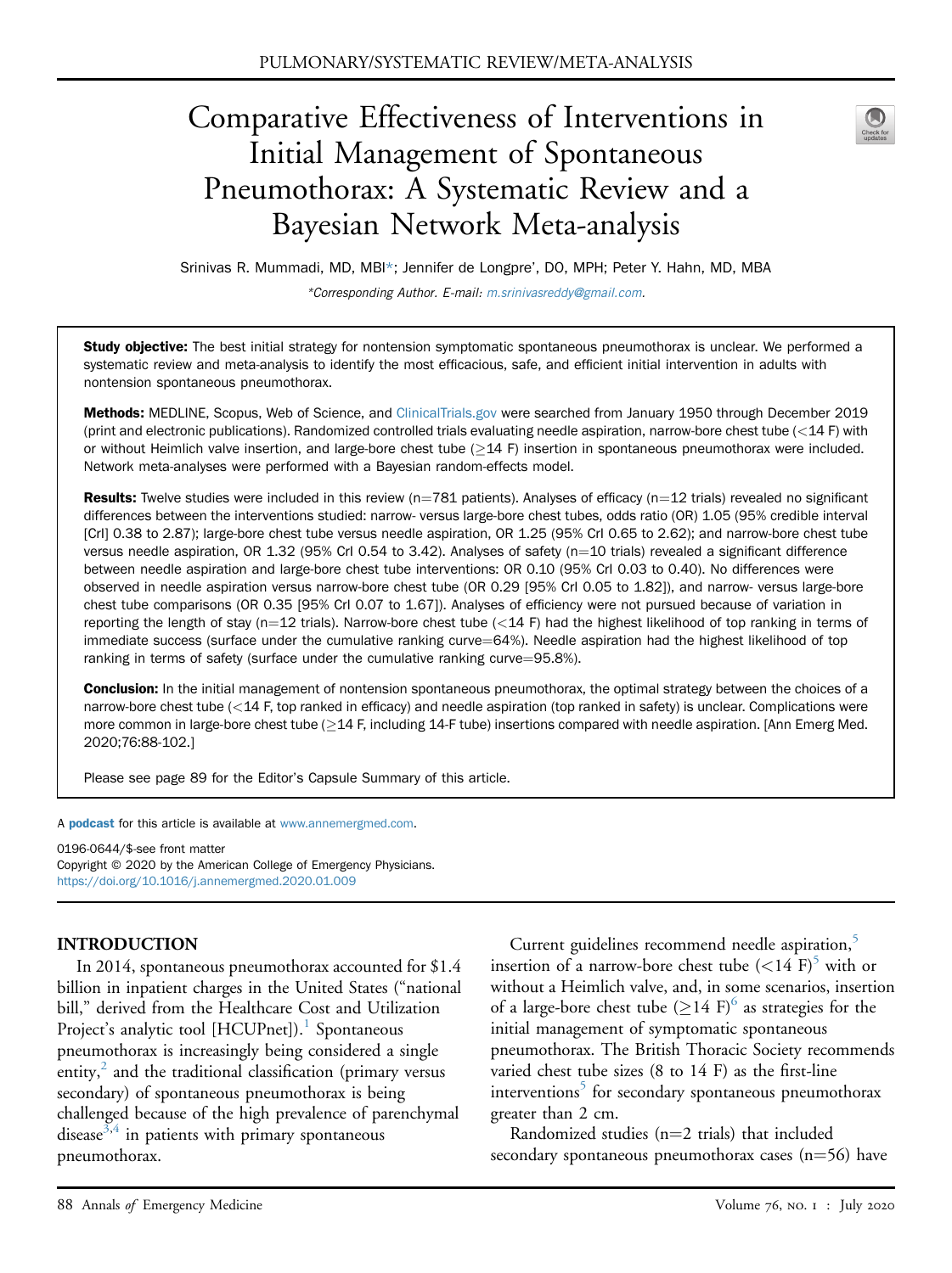# Comparative Effectiveness of Interventions in Initial Management of Spontaneous Pneumothorax: A Systematic Review and a Bayesian Network Meta-analysis

Srinivas R. Mummadi, MD, MBI*; Jennifer de Longpre', DO, MPH; Peter Y. Hahn, MD, MBA

*Corresponding Author. E-mail: m.srinivasreddy@gmail.com.

**Study objective:** The best initial strategy for nontension symptomatic spontaneous pneumothorax is unclear. We performed a systematic review and meta-analysis to identify the most efficacious, safe, and efficient initial intervention in adults with nontension spontaneous pneumothorax.

**Methods:** MEDLINE, Scopus, Web of Science, and ClinicalTrials.gov were searched from January 1950 through December 2019 (print and electronic publications). Randomized controlled trials evaluating needle aspiration, narrow-bore chest tube (<14 F) with or without Heimlich valve insertion, and large-bore chest tube (≥14 F) insertion in spontaneous pneumothorax were included. Network meta-analyses were performed with a Bayesian random-effects model.

**Results:** Twelve studies were included in this review (n=781 patients). Analyses of efficacy (n=12 trials) revealed no significant differences between the interventions studied: narrow- versus large-bore chest tubes, odds ratio (OR) 1.05 (95% credible interval [CrI] 0.38 to 2.87); large-bore chest tube versus needle aspiration, OR 1.25 (95% CrI 0.65 to 2.62); and narrow-bore chest tube versus needle aspiration, OR 1.32 (95% CrI 0.54 to 3.42). Analyses of safety (n=10 trials) revealed a significant difference between needle aspiration and large-bore chest tube interventions: OR 0.10 (95% CrI 0.03 to 0.40). No differences were observed in needle aspiration versus narrow-bore chest tube (OR 0.29 [95% CrI 0.05 to 1.82]), and narrow- versus large-bore chest tube comparisons (OR 0.35 [95% CrI 0.07 to 1.67]). Analyses of efficiency were not pursued because of variation in reporting the length of stay (n=12 trials). Narrow-bore chest tube (<14 F) had the highest likelihood of top ranking in terms of immediate success (surface under the cumulative ranking curve=64%). Needle aspiration had the highest likelihood of top ranking in terms of safety (surface under the cumulative ranking curve=95.8%).

**Conclusion:** In the initial management of nontension spontaneous pneumothorax, the optimal strategy between the choices of a narrow-bore chest tube (<14 F, top ranked in efficacy) and needle aspiration (top ranked in safety) is unclear. Complications were more common in large-bore chest tube (≥14 F, including 14-F tube) insertions compared with needle aspiration. [Ann Emerg Med. 2020;76:88-102.]

Please see page 89 for the Editor's Capsule Summary of this article.

A **podcast** for this article is available at www.annemergmed.com.

0196-0644/$-see front matter
Copyright © 2020 by the American College of Emergency Physicians.
https://doi.org/10.1016/j.annemergmed.2020.01.009

## INTRODUCTION

In 2014, spontaneous pneumothorax accounted for $1.4 billion in inpatient charges in the United States ("national bill," derived from the Healthcare Cost and Utilization Project's analytic tool [HCUPnet]).[1] Spontaneous pneumothorax is increasingly being considered a single entity,[2] and the traditional classification (primary versus secondary) of spontaneous pneumothorax is being challenged because of the high prevalence of parenchymal disease[3,4] in patients with primary spontaneous pneumothorax.

Current guidelines recommend needle aspiration,[5] insertion of a narrow-bore chest tube (<14 F)[5] with or without a Heimlich valve, and, in some scenarios, insertion of a large-bore chest tube (≥14 F)[6] as strategies for the initial management of symptomatic spontaneous pneumothorax. The British Thoracic Society recommends varied chest tube sizes (8 to 14 F) as the first-line interventions[5] for secondary spontaneous pneumothorax greater than 2 cm.

Randomized studies (n=2 trials) that included secondary spontaneous pneumothorax cases (n=56) have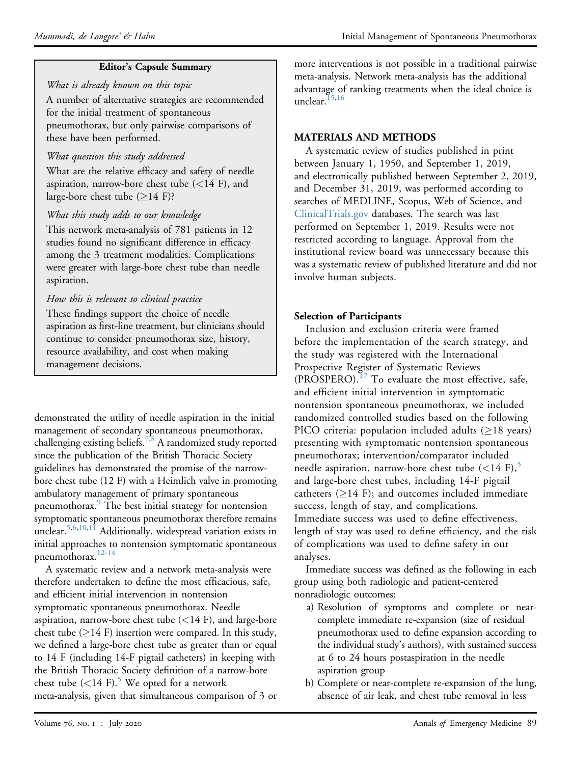**Editor's Capsule Summary**

*What is already known on this topic*

A number of alternative strategies are recommended for the initial treatment of spontaneous pneumothorax, but only pairwise comparisons of these have been performed.

*What question this study addressed*

What are the relative efficacy and safety of needle aspiration, narrow-bore chest tube (<14 F), and large-bore chest tube (≥14 F)?

*What this study adds to our knowledge*

This network meta-analysis of 781 patients in 12 studies found no significant difference in efficacy among the 3 treatment modalities. Complications were greater with large-bore chest tube than needle aspiration.

*How this is relevant to clinical practice*

These findings support the choice of needle aspiration as first-line treatment, but clinicians should continue to consider pneumothorax size, history, resource availability, and cost when making management decisions.

demonstrated the utility of needle aspiration in the initial management of secondary spontaneous pneumothorax, challenging existing beliefs.[7,8] A randomized study reported since the publication of the British Thoracic Society guidelines has demonstrated the promise of the narrow-bore chest tube (12 F) with a Heimlich valve in promoting ambulatory management of primary spontaneous pneumothorax.[9] The best initial strategy for nontension symptomatic spontaneous pneumothorax therefore remains unclear.[5,6,10,11] Additionally, widespread variation exists in initial approaches to nontension symptomatic spontaneous pneumothorax.[12-14]

A systematic review and a network meta-analysis were therefore undertaken to define the most efficacious, safe, and efficient initial intervention in nontension symptomatic spontaneous pneumothorax. Needle aspiration, narrow-bore chest tube (<14 F), and large-bore chest tube (≥14 F) insertion were compared. In this study, we defined a large-bore chest tube as greater than or equal to 14 F (including 14-F pigtail catheters) in keeping with the British Thoracic Society definition of a narrow-bore chest tube (<14 F).[5] We opted for a network meta-analysis, given that simultaneous comparison of 3 or more interventions is not possible in a traditional pairwise meta-analysis. Network meta-analysis has the additional advantage of ranking treatments when the ideal choice is unclear.[15,16]

## MATERIALS AND METHODS

A systematic review of studies published in print between January 1, 1950, and September 1, 2019, and electronically published between September 2, 2019, and December 31, 2019, was performed according to searches of MEDLINE, Scopus, Web of Science, and ClinicalTrials.gov databases. The search was last performed on September 1, 2019. Results were not restricted according to language. Approval from the institutional review board was unnecessary because this was a systematic review of published literature and did not involve human subjects.

### Selection of Participants

Inclusion and exclusion criteria were framed before the implementation of the search strategy, and the study was registered with the International Prospective Register of Systematic Reviews (PROSPERO).[17] To evaluate the most effective, safe, and efficient initial intervention in symptomatic nontension spontaneous pneumothorax, we included randomized controlled studies based on the following PICO criteria: population included adults (≥18 years) presenting with symptomatic nontension spontaneous pneumothorax; intervention/comparator included needle aspiration, narrow-bore chest tube (<14 F),[5] and large-bore chest tubes, including 14-F pigtail catheters (≥14 F); and outcomes included immediate success, length of stay, and complications. Immediate success was used to define effectiveness, length of stay was used to define efficiency, and the risk of complications was used to define safety in our analyses.

Immediate success was defined as the following in each group using both radiologic and patient-centered nonradiologic outcomes:

a) Resolution of symptoms and complete or near-complete immediate re-expansion (size of residual pneumothorax used to define expansion according to the individual study's authors), with sustained success at 6 to 24 hours postaspiration in the needle aspiration group
b) Complete or near-complete re-expansion of the lung, absence of air leak, and chest tube removal in less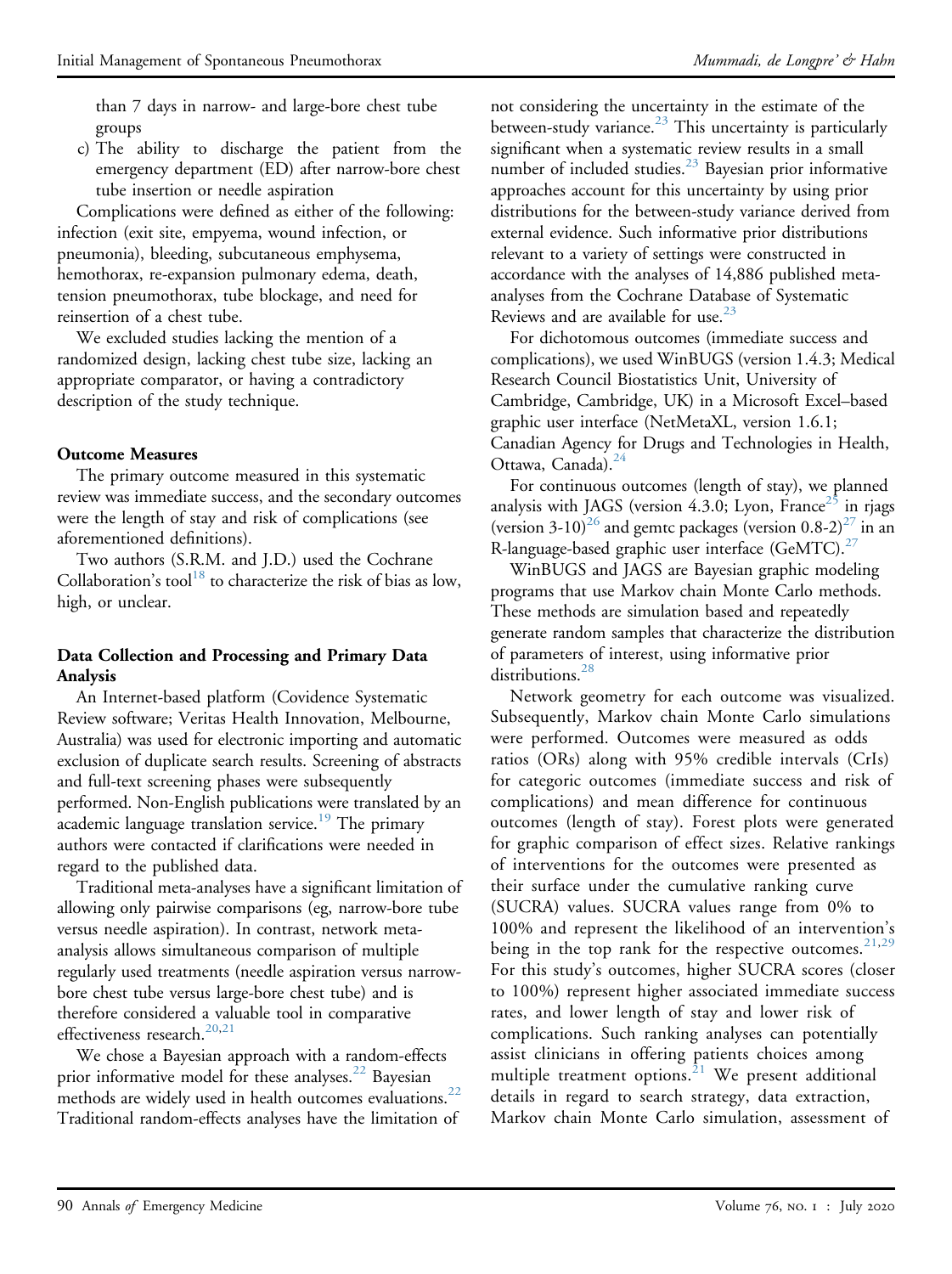than 7 days in narrow- and large-bore chest tube groups

c) The ability to discharge the patient from the emergency department (ED) after narrow-bore chest tube insertion or needle aspiration

Complications were defined as either of the following: infection (exit site, empyema, wound infection, or pneumonia), bleeding, subcutaneous emphysema, hemothorax, re-expansion pulmonary edema, death, tension pneumothorax, tube blockage, and need for reinsertion of a chest tube.

We excluded studies lacking the mention of a randomized design, lacking chest tube size, lacking an appropriate comparator, or having a contradictory description of the study technique.

### Outcome Measures

The primary outcome measured in this systematic review was immediate success, and the secondary outcomes were the length of stay and risk of complications (see aforementioned definitions).

Two authors (S.R.M. and J.D.) used the Cochrane Collaboration's tool[18] to characterize the risk of bias as low, high, or unclear.

### Data Collection and Processing and Primary Data Analysis

An Internet-based platform (Covidence Systematic Review software; Veritas Health Innovation, Melbourne, Australia) was used for electronic importing and automatic exclusion of duplicate search results. Screening of abstracts and full-text screening phases were subsequently performed. Non-English publications were translated by an academic language translation service.[19] The primary authors were contacted if clarifications were needed in regard to the published data.

Traditional meta-analyses have a significant limitation of allowing only pairwise comparisons (eg, narrow-bore tube versus needle aspiration). In contrast, network meta-analysis allows simultaneous comparison of multiple regularly used treatments (needle aspiration versus narrow-bore chest tube versus large-bore chest tube) and is therefore considered a valuable tool in comparative effectiveness research.[20,21]

We chose a Bayesian approach with a random-effects prior informative model for these analyses.[22] Bayesian methods are widely used in health outcomes evaluations.[22] Traditional random-effects analyses have the limitation of not considering the uncertainty in the estimate of the between-study variance.[23] This uncertainty is particularly significant when a systematic review results in a small number of included studies.[23] Bayesian prior informative approaches account for this uncertainty by using prior distributions for the between-study variance derived from external evidence. Such informative prior distributions relevant to a variety of settings were constructed in accordance with the analyses of 14,886 published meta-analyses from the Cochrane Database of Systematic Reviews and are available for use.[23]

For dichotomous outcomes (immediate success and complications), we used WinBUGS (version 1.4.3; Medical Research Council Biostatistics Unit, University of Cambridge, Cambridge, UK) in a Microsoft Excel–based graphic user interface (NetMetaXL, version 1.6.1; Canadian Agency for Drugs and Technologies in Health, Ottawa, Canada).[24]

For continuous outcomes (length of stay), we planned analysis with JAGS (version 4.3.0; Lyon, France[25] in rjags (version 3-10)[26] and gemtc packages (version 0.8-2)[27] in an R-language-based graphic user interface (GeMTC).[27]

WinBUGS and JAGS are Bayesian graphic modeling programs that use Markov chain Monte Carlo methods. These methods are simulation based and repeatedly generate random samples that characterize the distribution of parameters of interest, using informative prior distributions.[28]

Network geometry for each outcome was visualized. Subsequently, Markov chain Monte Carlo simulations were performed. Outcomes were measured as odds ratios (ORs) along with 95% credible intervals (CrIs) for categoric outcomes (immediate success and risk of complications) and mean difference for continuous outcomes (length of stay). Forest plots were generated for graphic comparison of effect sizes. Relative rankings of interventions for the outcomes were presented as their surface under the cumulative ranking curve (SUCRA) values. SUCRA values range from 0% to 100% and represent the likelihood of an intervention's being in the top rank for the respective outcomes.[21,29] For this study's outcomes, higher SUCRA scores (closer to 100%) represent higher associated immediate success rates, and lower length of stay and lower risk of complications. Such ranking analyses can potentially assist clinicians in offering patients choices among multiple treatment options.[21] We present additional details in regard to search strategy, data extraction, Markov chain Monte Carlo simulation, assessment of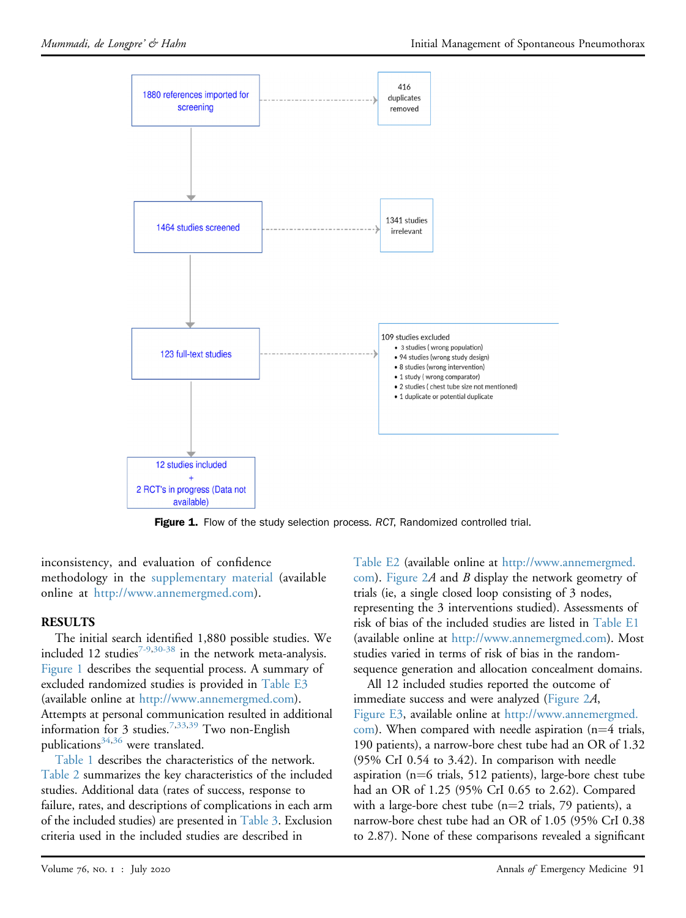1880 references imported for screening → 416 duplicates removed

1464 studies screened → 1341 studies irrelevant

123 full-text studies → 109 studies excluded

- 3 studies ( wrong population)
- 94 studies (wrong study design)
- 8 studies (wrong intervention)
- 1 study ( wrong comparator)
- 2 studies ( chest tube size not mentioned)
- 1 duplicate or potential duplicate

12 studies included + 2 RCT's in progress (Data not available)

**Figure 1.** Flow of the study selection process. *RCT*, Randomized controlled trial.

inconsistency, and evaluation of confidence methodology in the supplementary material (available online at http://www.annemergmed.com).

## RESULTS

The initial search identified 1,880 possible studies. We included 12 studies[7-9,30-38] in the network meta-analysis. Figure 1 describes the sequential process. A summary of excluded randomized studies is provided in Table E3 (available online at http://www.annemergmed.com). Attempts at personal communication resulted in additional information for 3 studies.[7,33,39] Two non-English publications[34,36] were translated.

Table 1 describes the characteristics of the network. Table 2 summarizes the key characteristics of the included studies. Additional data (rates of success, response to failure, rates, and descriptions of complications in each arm of the included studies) are presented in Table 3. Exclusion criteria used in the included studies are described in Table E2 (available online at http://www.annemergmed.com). Figure 2*A* and *B* display the network geometry of trials (ie, a single closed loop consisting of 3 nodes, representing the 3 interventions studied). Assessments of risk of bias of the included studies are listed in Table E1 (available online at http://www.annemergmed.com). Most studies varied in terms of risk of bias in the random-sequence generation and allocation concealment domains.

All 12 included studies reported the outcome of immediate success and were analyzed (Figure 2*A*, Figure E3, available online at http://www.annemergmed.com). When compared with needle aspiration (n=4 trials, 190 patients), a narrow-bore chest tube had an OR of 1.32 (95% CrI 0.54 to 3.42). In comparison with needle aspiration (n=6 trials, 512 patients), large-bore chest tube had an OR of 1.25 (95% CrI 0.65 to 2.62). Compared with a large-bore chest tube (n=2 trials, 79 patients), a narrow-bore chest tube had an OR of 1.05 (95% CrI 0.38 to 2.87). None of these comparisons revealed a significant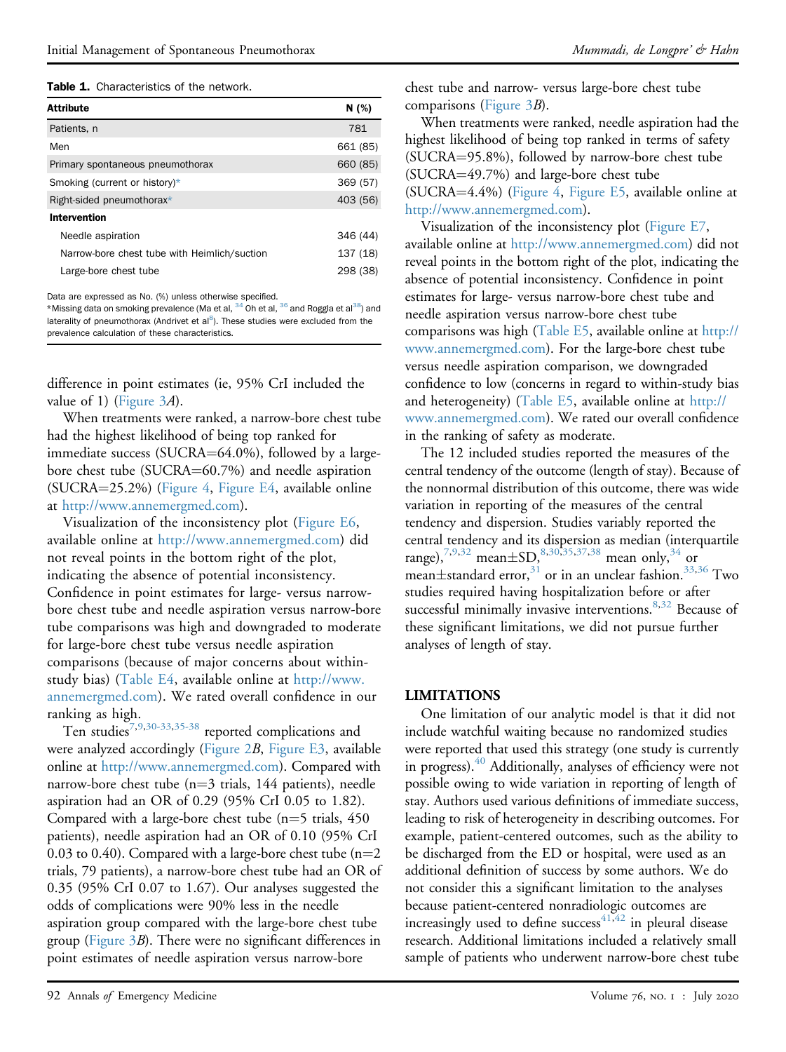**Table 1.** Characteristics of the network.

| Attribute | N (%) |
|---|---|
| Patients, n | 781 |
| Men | 661 (85) |
| Primary spontaneous pneumothorax | 660 (85) |
| Smoking (current or history)* | 369 (57) |
| Right-sided pneumothorax* | 403 (56) |
| **Intervention** | |
| Needle aspiration | 346 (44) |
| Narrow-bore chest tube with Heimlich/suction | 137 (18) |
| Large-bore chest tube | 298 (38) |

Data are expressed as No. (%) unless otherwise specified.
*Missing data on smoking prevalence (Ma et al, [34] Oh et al, [36] and Roggla et al[38]) and laterality of pneumothorax (Andrivet et al[8]). These studies were excluded from the prevalence calculation of these characteristics.

difference in point estimates (ie, 95% CrI included the value of 1) (Figure 3*A*).

When treatments were ranked, a narrow-bore chest tube had the highest likelihood of being top ranked for immediate success (SUCRA=64.0%), followed by a large-bore chest tube (SUCRA=60.7%) and needle aspiration (SUCRA=25.2%) (Figure 4, Figure E4, available online at http://www.annemergmed.com).

Visualization of the inconsistency plot (Figure E6, available online at http://www.annemergmed.com) did not reveal points in the bottom right of the plot, indicating the absence of potential inconsistency. Confidence in point estimates for large- versus narrow-bore chest tube and needle aspiration versus narrow-bore tube comparisons was high and downgraded to moderate for large-bore chest tube versus needle aspiration comparisons (because of major concerns about within-study bias) (Table E4, available online at http://www.annemergmed.com). We rated overall confidence in our ranking as high.

Ten studies[7,9,30-33,35-38] reported complications and were analyzed accordingly (Figure 2*B*, Figure E3, available online at http://www.annemergmed.com). Compared with narrow-bore chest tube (n=3 trials, 144 patients), needle aspiration had an OR of 0.29 (95% CrI 0.05 to 1.82). Compared with a large-bore chest tube (n=5 trials, 450 patients), needle aspiration had an OR of 0.10 (95% CrI 0.03 to 0.40). Compared with a large-bore chest tube (n=2 trials, 79 patients), a narrow-bore chest tube had an OR of 0.35 (95% CrI 0.07 to 1.67). Our analyses suggested the odds of complications were 90% less in the needle aspiration group compared with the large-bore chest tube group (Figure 3*B*). There were no significant differences in point estimates of needle aspiration versus narrow-bore chest tube and narrow- versus large-bore chest tube comparisons (Figure 3*B*).

When treatments were ranked, needle aspiration had the highest likelihood of being top ranked in terms of safety (SUCRA=95.8%), followed by narrow-bore chest tube (SUCRA=49.7%) and large-bore chest tube (SUCRA=4.4%) (Figure 4, Figure E5, available online at http://www.annemergmed.com).

Visualization of the inconsistency plot (Figure E7, available online at http://www.annemergmed.com) did not reveal points in the bottom right of the plot, indicating the absence of potential inconsistency. Confidence in point estimates for large- versus narrow-bore chest tube and needle aspiration versus narrow-bore chest tube comparisons was high (Table E5, available online at http://www.annemergmed.com). For the large-bore chest tube versus needle aspiration comparison, we downgraded confidence to low (concerns in regard to within-study bias and heterogeneity) (Table E5, available online at http://www.annemergmed.com). We rated our overall confidence in the ranking of safety as moderate.

The 12 included studies reported the measures of the central tendency of the outcome (length of stay). Because of the nonnormal distribution of this outcome, there was wide variation in reporting of the measures of the central tendency and dispersion. Studies variably reported the central tendency and its dispersion as median (interquartile range),[7,9,32] mean±SD,[8,30,35,37,38] mean only,[34] or mean±standard error,[31] or in an unclear fashion.[33,36] Two studies required having hospitalization before or after successful minimally invasive interventions.[8,32] Because of these significant limitations, we did not pursue further analyses of length of stay.

## LIMITATIONS

One limitation of our analytic model is that it did not include watchful waiting because no randomized studies were reported that used this strategy (one study is currently in progress).[40] Additionally, analyses of efficiency were not possible owing to wide variation in reporting of length of stay. Authors used various definitions of immediate success, leading to risk of heterogeneity in describing outcomes. For example, patient-centered outcomes, such as the ability to be discharged from the ED or hospital, were used as an additional definition of success by some authors. We do not consider this a significant limitation to the analyses because patient-centered nonradiologic outcomes are increasingly used to define success[41,42] in pleural disease research. Additional limitations included a relatively small sample of patients who underwent narrow-bore chest tube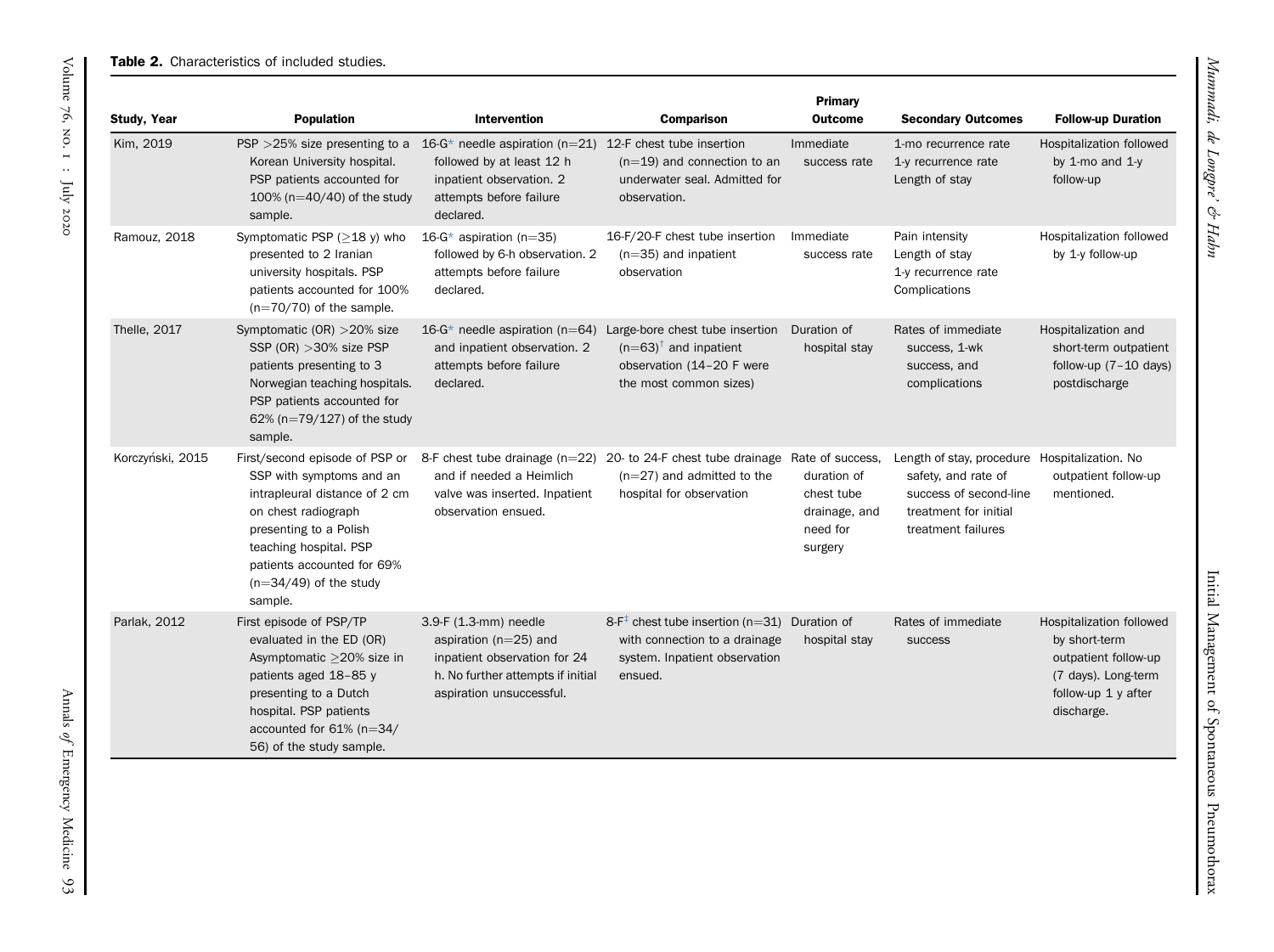**Table 2.** Characteristics of included studies.

| Study, Year | Population | Intervention | Comparison | Primary Outcome | Secondary Outcomes | Follow-up Duration |
|---|---|---|---|---|---|---|
| Kim, 2019 | PSP >25% size presenting to a Korean University hospital. PSP patients accounted for 100% (n=40/40) of the study sample. | 16-G* needle aspiration (n=21) followed by at least 12 h inpatient observation. 2 attempts before failure declared. | 12-F chest tube insertion (n=19) and connection to an underwater seal. Admitted for observation. | Immediate success rate | 1-mo recurrence rate<br>1-y recurrence rate<br>Length of stay | Hospitalization followed by 1-mo and 1-y follow-up |
| Ramouz, 2018 | Symptomatic PSP (≥18 y) who presented to 2 Iranian university hospitals. PSP patients accounted for 100% (n=70/70) of the sample. | 16-G* aspiration (n=35) followed by 6-h observation. 2 attempts before failure declared. | 16-F/20-F chest tube insertion (n=35) and inpatient observation | Immediate success rate | Pain intensity<br>Length of stay<br>1-y recurrence rate<br>Complications | Hospitalization followed by 1-y follow-up |
| Thelle, 2017 | Symptomatic (OR) >20% size SSP (OR) >30% size PSP patients presenting to 3 Norwegian teaching hospitals. PSP patients accounted for 62% (n=79/127) of the study sample. | 16-G* needle aspiration (n=64) and inpatient observation. 2 attempts before failure declared. | Large-bore chest tube insertion (n=63)[†] and inpatient observation (14–20 F were the most common sizes) | Duration of hospital stay | Rates of immediate success, 1-wk success, and complications | Hospitalization and short-term outpatient follow-up (7–10 days) postdischarge |
| Korczyński, 2015 | First/second episode of PSP or SSP with symptoms and an intrapleural distance of 2 cm on chest radiograph presenting to a Polish teaching hospital. PSP patients accounted for 69% (n=34/49) of the study sample. | 8-F chest tube drainage (n=22) and if needed a Heimlich valve was inserted. Inpatient observation ensued. | 20- to 24-F chest tube drainage (n=27) and admitted to the hospital for observation | Rate of success, duration of chest tube drainage, and need for surgery | Length of stay, procedure safety, and rate of success of second-line treatment for initial treatment failures | Hospitalization. No outpatient follow-up mentioned. |
| Parlak, 2012 | First episode of PSP/TP evaluated in the ED (OR) Asymptomatic ≥20% size in patients aged 18–85 y presenting to a Dutch hospital. PSP patients accounted for 61% (n=34/56) of the study sample. | 3.9-F (1.3-mm) needle aspiration (n=25) and inpatient observation for 24 h. No further attempts if initial aspiration unsuccessful. | 8-F[‡] chest tube insertion (n=31) with connection to a drainage system. Inpatient observation ensued. | Duration of hospital stay | Rates of immediate success | Hospitalization followed by short-term outpatient follow-up (7 days). Long-term follow-up 1 y after discharge. |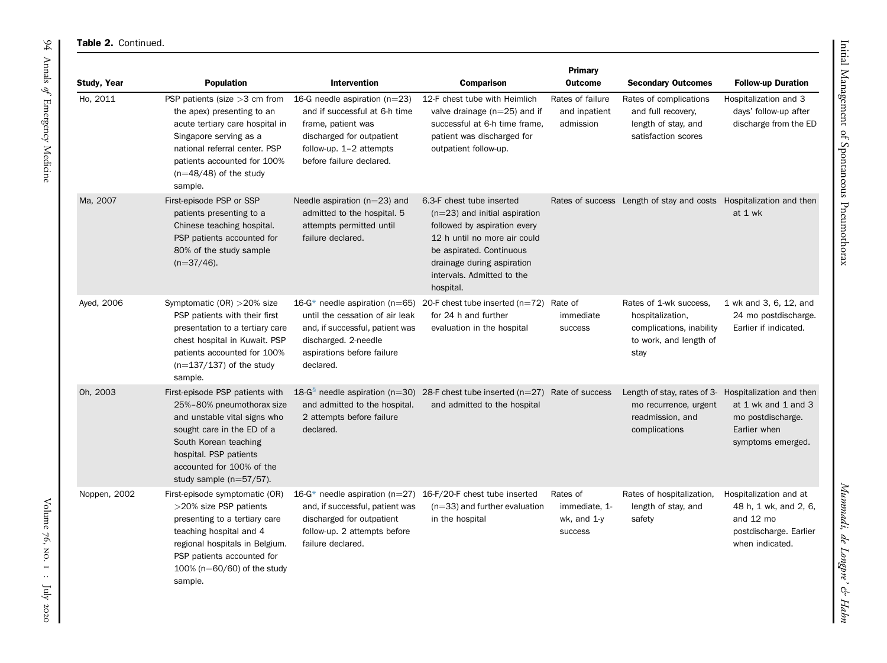**Table 2.** Continued.

| Study, Year | Population | Intervention | Comparison | Primary Outcome | Secondary Outcomes | Follow-up Duration |
|---|---|---|---|---|---|---|
| Ho, 2011 | PSP patients (size >3 cm from the apex) presenting to an acute tertiary care hospital in Singapore serving as a national referral center. PSP patients accounted for 100% (n=48/48) of the study sample. | 16-G needle aspiration (n=23) and if successful at 6-h time frame, patient was discharged for outpatient follow-up. 1–2 attempts before failure declared. | 12-F chest tube with Heimlich valve drainage (n=25) and if successful at 6-h time frame, patient was discharged for outpatient follow-up. | Rates of failure and inpatient admission | Rates of complications and full recovery, length of stay, and satisfaction scores | Hospitalization and 3 days' follow-up after discharge from the ED |
| Ma, 2007 | First-episode PSP or SSP patients presenting to a Chinese teaching hospital. PSP patients accounted for 80% of the study sample (n=37/46). | Needle aspiration (n=23) and admitted to the hospital. 5 attempts permitted until failure declared. | 6.3-F chest tube inserted (n=23) and initial aspiration followed by aspiration every 12 h until no more air could be aspirated. Continuous drainage during aspiration intervals. Admitted to the hospital. | Rates of success | Length of stay and costs | Hospitalization and then at 1 wk |
| Ayed, 2006 | Symptomatic (OR) >20% size PSP patients with their first presentation to a tertiary care chest hospital in Kuwait. PSP patients accounted for 100% (n=137/137) of the study sample. | 16-G* needle aspiration (n=65) until the cessation of air leak and, if successful, patient was discharged. 2-needle aspirations before failure declared. | 20-F chest tube inserted (n=72) for 24 h and further evaluation in the hospital | Rate of immediate success | Rates of 1-wk success, hospitalization, complications, inability to work, and length of stay | 1 wk and 3, 6, 12, and 24 mo postdischarge. Earlier if indicated. |
| Oh, 2003 | First-episode PSP patients with 25%–80% pneumothorax size and unstable vital signs who sought care in the ED of a South Korean teaching hospital. PSP patients accounted for 100% of the study sample (n=57/57). | 18-G[§] needle aspiration (n=30) and admitted to the hospital. 2 attempts before failure declared. | 28-F chest tube inserted (n=27) and admitted to the hospital | Rate of success | Length of stay, rates of 3-mo recurrence, urgent readmission, and complications | Hospitalization and then at 1 wk and 1 and 3 mo postdischarge. Earlier when symptoms emerged. |
| Noppen, 2002 | First-episode symptomatic (OR) >20% size PSP patients presenting to a tertiary care teaching hospital and 4 regional hospitals in Belgium. PSP patients accounted for 100% (n=60/60) of the study sample. | 16-G* needle aspiration (n=27) and, if successful, patient was discharged for outpatient follow-up. 2 attempts before failure declared. | 16-F/20-F chest tube inserted (n=33) and further evaluation in the hospital | Rates of immediate, 1-wk, and 1-y success | Rates of hospitalization, length of stay, and safety | Hospitalization and at 48 h, 1 wk, and 2, 6, and 12 mo postdischarge. Earlier when indicated. |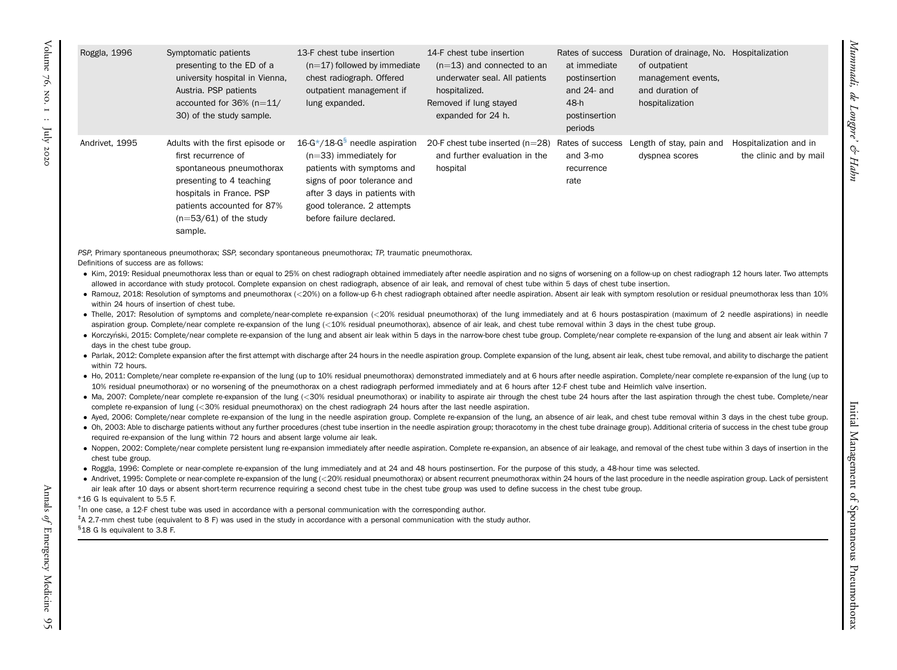| | | | | | | |
|---|---|---|---|---|---|---|
| Roggla, 1996 | Symptomatic patients presenting to the ED of a university hospital in Vienna, Austria. PSP patients accounted for 36% (n=11/30) of the study sample. | 13-F chest tube insertion (n=17) followed by immediate chest radiograph. Offered outpatient management if lung expanded. | 14-F chest tube insertion (n=13) and connected to an underwater seal. All patients hospitalized. Removed if lung stayed expanded for 24 h. | Rates of success at immediate postinsertion and 24- and 48-h postinsertion periods | Duration of drainage, No. of outpatient management events, and duration of hospitalization | Hospitalization |
| Andrivet, 1995 | Adults with the first episode or first recurrence of spontaneous pneumothorax presenting to 4 teaching hospitals in France. PSP patients accounted for 87% (n=53/61) of the study sample. | 16-G*/18-G§ needle aspiration (n=33) immediately for patients with symptoms and signs of poor tolerance and after 3 days in patients with good tolerance. 2 attempts before failure declared. | 20-F chest tube inserted (n=28) and further evaluation in the hospital | Rates of success and 3-mo recurrence rate | Length of stay, pain and dyspnea scores | Hospitalization and in the clinic and by mail |

*PSP*, Primary spontaneous pneumothorax; *SSP*, secondary spontaneous pneumothorax; *TP*, traumatic pneumothorax.

Definitions of success are as follows:

- Kim, 2019: Residual pneumothorax less than or equal to 25% on chest radiograph obtained immediately after needle aspiration and no signs of worsening on a follow-up on chest radiograph 12 hours later. Two attempts allowed in accordance with study protocol. Complete expansion on chest radiograph, absence of air leak, and removal of chest tube within 5 days of chest tube insertion.
- Ramouz, 2018: Resolution of symptoms and pneumothorax (<20%) on a follow-up 6-h chest radiograph obtained after needle aspiration. Absent air leak with symptom resolution or residual pneumothorax less than 10% within 24 hours of insertion of chest tube.
- Thelle, 2017: Resolution of symptoms and complete/near-complete re-expansion (<20% residual pneumothorax) of the lung immediately and at 6 hours postaspiration (maximum of 2 needle aspirations) in needle aspiration group. Complete/near complete re-expansion of the lung (<10% residual pneumothorax), absence of air leak, and chest tube removal within 3 days in the chest tube group.
- Korczyński, 2015: Complete/near complete re-expansion of the lung and absent air leak within 5 days in the narrow-bore chest tube group. Complete/near complete re-expansion of the lung and absent air leak within 7 days in the chest tube group.
- Parlak, 2012: Complete expansion after the first attempt with discharge after 24 hours in the needle aspiration group. Complete expansion of the lung, absent air leak, chest tube removal, and ability to discharge the patient within 72 hours.
- Ho, 2011: Complete/near complete re-expansion of the lung (up to 10% residual pneumothorax) demonstrated immediately and at 6 hours after needle aspiration. Complete/near complete re-expansion of the lung (up to 10% residual pneumothorax) or no worsening of the pneumothorax on a chest radiograph performed immediately and at 6 hours after 12-F chest tube and Heimlich valve insertion.
- Ma, 2007: Complete/near complete re-expansion of the lung (<30% residual pneumothorax) or inability to aspirate air through the chest tube 24 hours after the last aspiration through the chest tube. Complete/near complete re-expansion of lung (<30% residual pneumothorax) on the chest radiograph 24 hours after the last needle aspiration.
- Ayed, 2006: Complete/near complete re-expansion of the lung in the needle aspiration group. Complete re-expansion of the lung, an absence of air leak, and chest tube removal within 3 days in the chest tube group.
- Oh, 2003: Able to discharge patients without any further procedures (chest tube insertion in the needle aspiration group; thoracotomy in the chest tube drainage group). Additional criteria of success in the chest tube group required re-expansion of the lung within 72 hours and absent large volume air leak.
- Noppen, 2002: Complete/near complete persistent lung re-expansion immediately after needle aspiration. Complete re-expansion, an absence of air leakage, and removal of the chest tube within 3 days of insertion in the chest tube group.
- Roggla, 1996: Complete or near-complete re-expansion of the lung immediately and at 24 and 48 hours postinsertion. For the purpose of this study, a 48-hour time was selected.
- Andrivet, 1995: Complete or near-complete re-expansion of the lung (<20% residual pneumothorax) or absent recurrent pneumothorax within 24 hours of the last procedure in the needle aspiration group. Lack of persistent air leak after 10 days or absent short-term recurrence requiring a second chest tube in the chest tube group was used to define success in the chest tube group.

*16 G Is equivalent to 5.5 F.

†In one case, a 12-F chest tube was used in accordance with a personal communication with the corresponding author.

‡A 2.7-mm chest tube (equivalent to 8 F) was used in the study in accordance with a personal communication with the study author.

§18 G Is equivalent to 3.8 F.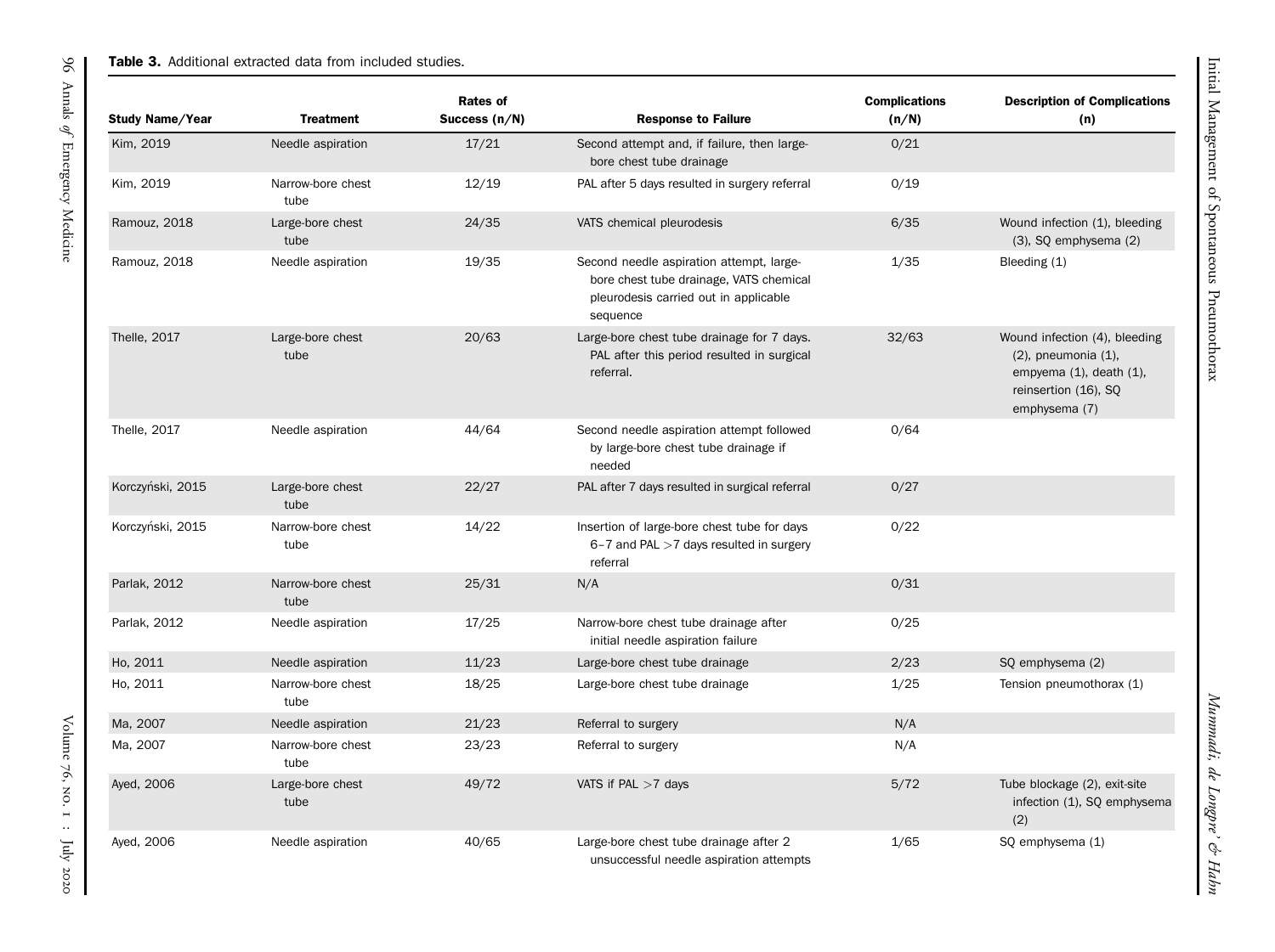**Table 3.** Additional extracted data from included studies.

| Study Name/Year | Treatment | Rates of Success (n/N) | Response to Failure | Complications (n/N) | Description of Complications (n) |
|---|---|---|---|---|---|
| Kim, 2019 | Needle aspiration | 17/21 | Second attempt and, if failure, then large-bore chest tube drainage | 0/21 | |
| Kim, 2019 | Narrow-bore chest tube | 12/19 | PAL after 5 days resulted in surgery referral | 0/19 | |
| Ramouz, 2018 | Large-bore chest tube | 24/35 | VATS chemical pleurodesis | 6/35 | Wound infection (1), bleeding (3), SQ emphysema (2) |
| Ramouz, 2018 | Needle aspiration | 19/35 | Second needle aspiration attempt, large-bore chest tube drainage, VATS chemical pleurodesis carried out in applicable sequence | 1/35 | Bleeding (1) |
| Thelle, 2017 | Large-bore chest tube | 20/63 | Large-bore chest tube drainage for 7 days. PAL after this period resulted in surgical referral. | 32/63 | Wound infection (4), bleeding (2), pneumonia (1), empyema (1), death (1), reinsertion (16), SQ emphysema (7) |
| Thelle, 2017 | Needle aspiration | 44/64 | Second needle aspiration attempt followed by large-bore chest tube drainage if needed | 0/64 | |
| Korczyński, 2015 | Large-bore chest tube | 22/27 | PAL after 7 days resulted in surgical referral | 0/27 | |
| Korczyński, 2015 | Narrow-bore chest tube | 14/22 | Insertion of large-bore chest tube for days 6–7 and PAL >7 days resulted in surgery referral | 0/22 | |
| Parlak, 2012 | Narrow-bore chest tube | 25/31 | N/A | 0/31 | |
| Parlak, 2012 | Needle aspiration | 17/25 | Narrow-bore chest tube drainage after initial needle aspiration failure | 0/25 | |
| Ho, 2011 | Needle aspiration | 11/23 | Large-bore chest tube drainage | 2/23 | SQ emphysema (2) |
| Ho, 2011 | Narrow-bore chest tube | 18/25 | Large-bore chest tube drainage | 1/25 | Tension pneumothorax (1) |
| Ma, 2007 | Needle aspiration | 21/23 | Referral to surgery | N/A | |
| Ma, 2007 | Narrow-bore chest tube | 23/23 | Referral to surgery | N/A | |
| Ayed, 2006 | Large-bore chest tube | 49/72 | VATS if PAL >7 days | 5/72 | Tube blockage (2), exit-site infection (1), SQ emphysema (2) |
| Ayed, 2006 | Needle aspiration | 40/65 | Large-bore chest tube drainage after 2 unsuccessful needle aspiration attempts | 1/65 | SQ emphysema (1) |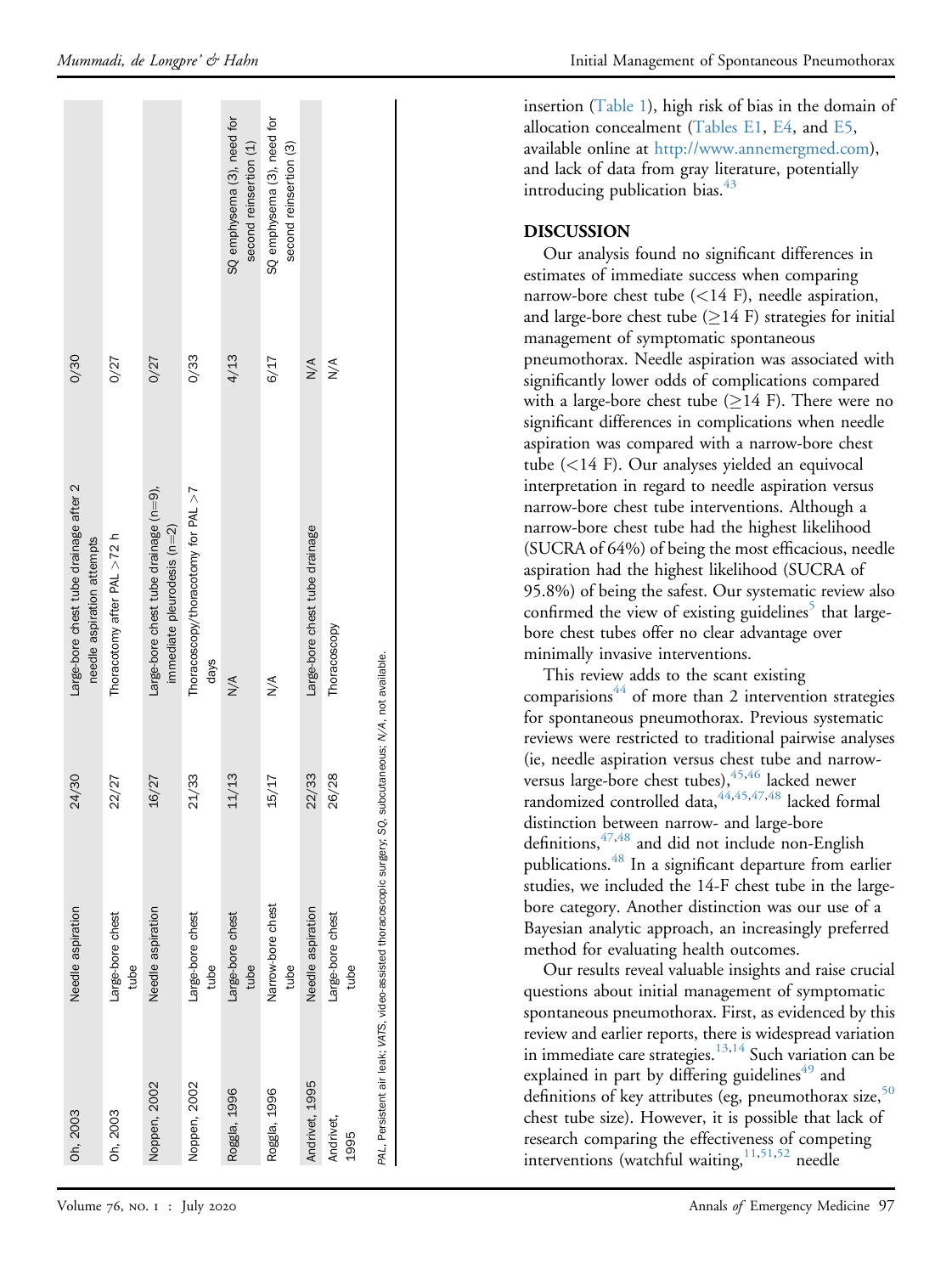| Oh, 2003 | Needle aspiration | 24/30 | Large-bore chest tube drainage after 2 needle aspiration attempts | 0/30 | |
|---|---|---|---|---|---|
| Oh, 2003 | Large-bore chest tube | 22/27 | Thoracotomy after PAL >72 h | 0/27 | |
| Noppen, 2002 | Needle aspiration | 16/27 | Large-bore chest tube drainage (n=9), immediate pleurodesis (n=2) | 0/27 | |
| Noppen, 2002 | Large-bore chest tube | 21/33 | Thoracoscopy/thoracotomy for PAL >7 days | 0/33 | |
| Roggla, 1996 | Large-bore chest tube | 11/13 | N/A | 4/13 | SQ emphysema (3), need for second reinsertion (1) |
| Roggla, 1996 | Narrow-bore chest tube | 15/17 | N/A | 6/17 | SQ emphysema (3), need for second reinsertion (3) |
| Andrivet, 1995 | Needle aspiration | 22/33 | Large-bore chest tube drainage | N/A | |
| Andrivet, 1995 | Large-bore chest tube | 26/28 | Thoracoscopy | N/A | |

*PAL*, Persistent air leak; *VATS*, video-assisted thoracoscopic surgery; *SQ*, subcutaneous; *N/A*, not available.

insertion (Table 1), high risk of bias in the domain of allocation concealment (Tables E1, E4, and E5, available online at http://www.annemergmed.com), and lack of data from gray literature, potentially introducing publication bias.[43]

## DISCUSSION

Our analysis found no significant differences in estimates of immediate success when comparing narrow-bore chest tube (<14 F), needle aspiration, and large-bore chest tube (≥14 F) strategies for initial management of symptomatic spontaneous pneumothorax. Needle aspiration was associated with significantly lower odds of complications compared with a large-bore chest tube (≥14 F). There were no significant differences in complications when needle aspiration was compared with a narrow-bore chest tube (<14 F). Our analyses yielded an equivocal interpretation in regard to needle aspiration versus narrow-bore chest tube interventions. Although a narrow-bore chest tube had the highest likelihood (SUCRA of 64%) of being the most efficacious, needle aspiration had the highest likelihood (SUCRA of 95.8%) of being the safest. Our systematic review also confirmed the view of existing guidelines[5] that large-bore chest tubes offer no clear advantage over minimally invasive interventions.

This review adds to the scant existing comparisions[44] of more than 2 intervention strategies for spontaneous pneumothorax. Previous systematic reviews were restricted to traditional pairwise analyses (ie, needle aspiration versus chest tube and narrow- versus large-bore chest tubes),[45,46] lacked newer randomized controlled data,[44,45,47,48] lacked formal distinction between narrow- and large-bore definitions,[47,48] and did not include non-English publications.[48] In a significant departure from earlier studies, we included the 14-F chest tube in the large-bore category. Another distinction was our use of a Bayesian analytic approach, an increasingly preferred method for evaluating health outcomes.

Our results reveal valuable insights and raise crucial questions about initial management of symptomatic spontaneous pneumothorax. First, as evidenced by this review and earlier reports, there is widespread variation in immediate care strategies.[13,14] Such variation can be explained in part by differing guidelines[49] and definitions of key attributes (eg, pneumothorax size,[50] chest tube size). However, it is possible that lack of research comparing the effectiveness of competing interventions (watchful waiting,[11,51,52] needle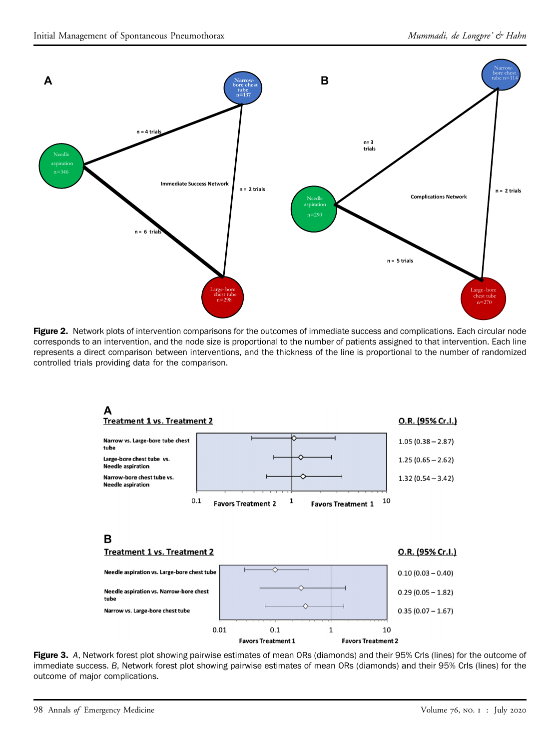**A**

Immediate Success Network

- Needle aspiration n=346
- Narrow-bore chest tube n=137
- Large-bore chest tube n=298
- Needle aspiration – Narrow-bore chest tube: n = 4 trials
- Narrow-bore chest tube – Large-bore chest tube: n = 2 trials
- Needle aspiration – Large-bore chest tube: n = 6 trials

**B**

Complications Network

- Needle aspiration n=290
- Narrow-bore chest tube n=114
- Large-bore chest tube n=270
- Needle aspiration – Narrow-bore chest tube: n= 3 trials
- Narrow-bore chest tube – Large-bore chest tube: n = 2 trials
- Needle aspiration – Large-bore chest tube: n = 5 trials

**Figure 2.** Network plots of intervention comparisons for the outcomes of immediate success and complications. Each circular node corresponds to an intervention, and the node size is proportional to the number of patients assigned to that intervention. Each line represents a direct comparison between interventions, and the thickness of the line is proportional to the number of randomized controlled trials providing data for the comparison.

**A**

| Treatment 1 vs. Treatment 2 | O.R. (95% Cr.I.) |
|---|---|
| Narrow vs. Large-bore tube chest tube | 1.05 (0.38 – 2.87) |
| Large-bore chest tube vs. Needle aspiration | 1.25 (0.65 – 2.62) |
| Narrow-bore chest tube vs. Needle aspiration | 1.32 (0.54 – 3.42) |

Axis: 0.1 – 1 – 10; Favors Treatment 2 | Favors Treatment 1

**B**

| Treatment 1 vs. Treatment 2 | O.R. (95% Cr.I.) |
|---|---|
| Needle aspiration vs. Large-bore chest tube | 0.10 (0.03 – 0.40) |
| Needle aspiration vs. Narrow-bore chest tube | 0.29 (0.05 – 1.82) |
| Narrow vs. Large-bore chest tube | 0.35 (0.07 – 1.67) |

Axis: 0.01 – 0.1 – 1 – 10; Favors Treatment 1 | Favors Treatment 2

**Figure 3.** *A*, Network forest plot showing pairwise estimates of mean ORs (diamonds) and their 95% CrIs (lines) for the outcome of immediate success. *B*, Network forest plot showing pairwise estimates of mean ORs (diamonds) and their 95% CrIs (lines) for the outcome of major complications.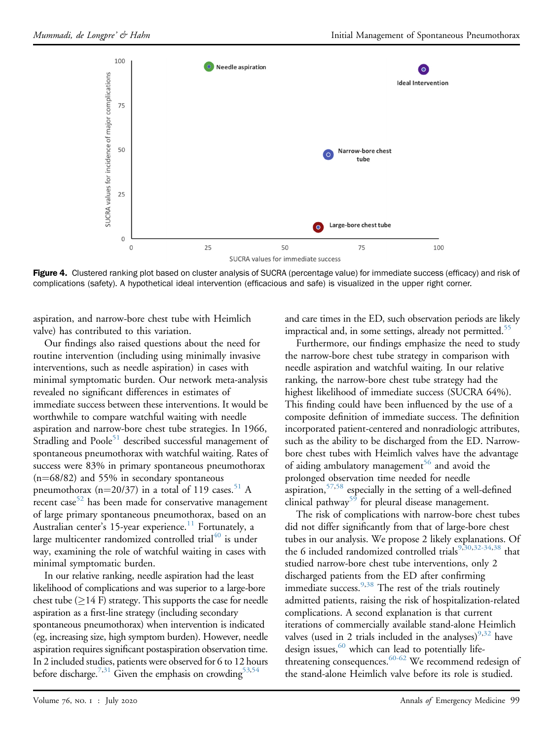Figure 4. Clustered ranking plot based on cluster analysis of SUCRA (percentage value) for immediate success (efficacy) and risk of complications (safety). A hypothetical ideal intervention (efficacious and safe) is visualized in the upper right corner.

aspiration, and narrow-bore chest tube with Heimlich valve) has contributed to this variation.

Our findings also raised questions about the need for routine intervention (including using minimally invasive interventions, such as needle aspiration) in cases with minimal symptomatic burden. Our network meta-analysis revealed no significant differences in estimates of immediate success between these interventions. It would be worthwhile to compare watchful waiting with needle aspiration and narrow-bore chest tube strategies. In 1966, Stradling and Poole[51] described successful management of spontaneous pneumothorax with watchful waiting. Rates of success were 83% in primary spontaneous pneumothorax (n=68/82) and 55% in secondary spontaneous pneumothorax (n=20/37) in a total of 119 cases.[51] A recent case[52] has been made for conservative management of large primary spontaneous pneumothorax, based on an Australian center's 15-year experience.[11] Fortunately, a large multicenter randomized controlled trial[40] is under way, examining the role of watchful waiting in cases with minimal symptomatic burden.

In our relative ranking, needle aspiration had the least likelihood of complications and was superior to a large-bore chest tube (≥14 F) strategy. This supports the case for needle aspiration as a first-line strategy (including secondary spontaneous pneumothorax) when intervention is indicated (eg, increasing size, high symptom burden). However, needle aspiration requires significant postaspiration observation time. In 2 included studies, patients were observed for 6 to 12 hours before discharge.[7,31] Given the emphasis on crowding[53,54] and care times in the ED, such observation periods are likely impractical and, in some settings, already not permitted.[55]

Furthermore, our findings emphasize the need to study the narrow-bore chest tube strategy in comparison with needle aspiration and watchful waiting. In our relative ranking, the narrow-bore chest tube strategy had the highest likelihood of immediate success (SUCRA 64%). This finding could have been influenced by the use of a composite definition of immediate success. The definition incorporated patient-centered and nonradiologic attributes, such as the ability to be discharged from the ED. Narrow-bore chest tubes with Heimlich valves have the advantage of aiding ambulatory management[56] and avoid the prolonged observation time needed for needle aspiration,[57,58] especially in the setting of a well-defined clinical pathway[59] for pleural disease management.

The risk of complications with narrow-bore chest tubes did not differ significantly from that of large-bore chest tubes in our analysis. We propose 2 likely explanations. Of the 6 included randomized controlled trials[9,30,32-34,38] that studied narrow-bore chest tube interventions, only 2 discharged patients from the ED after confirming immediate success.[9,38] The rest of the trials routinely admitted patients, raising the risk of hospitalization-related complications. A second explanation is that current iterations of commercially available stand-alone Heimlich valves (used in 2 trials included in the analyses)[9,32] have design issues,[60] which can lead to potentially life-threatening consequences.[60-62] We recommend redesign of the stand-alone Heimlich valve before its role is studied.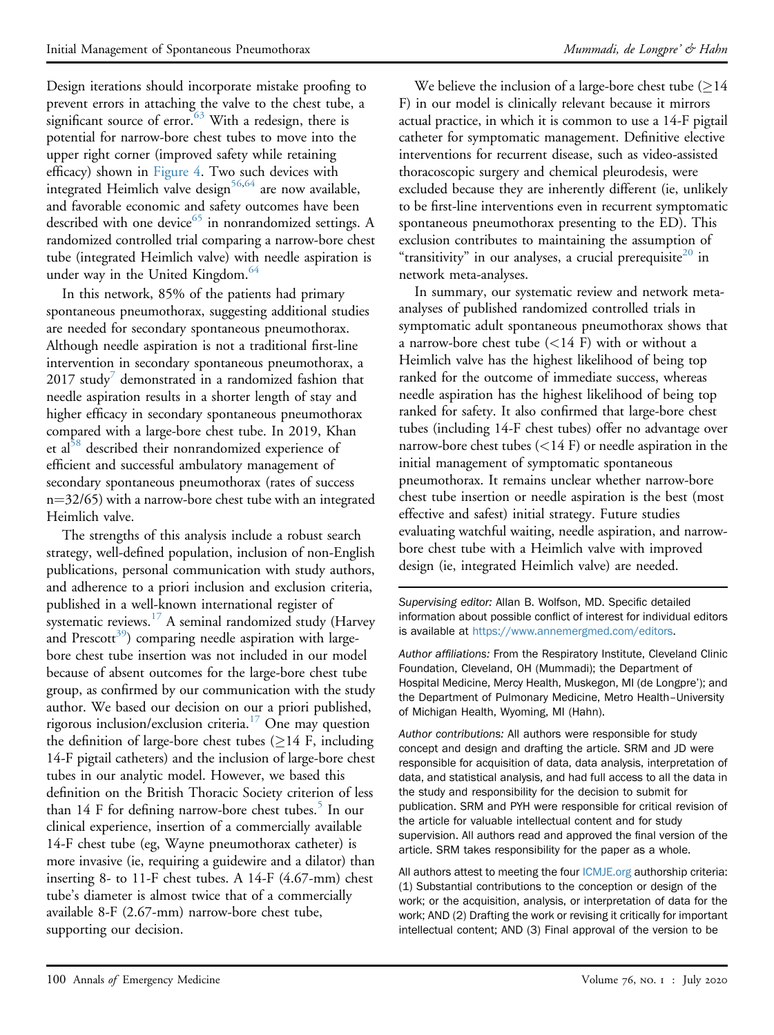Design iterations should incorporate mistake proofing to prevent errors in attaching the valve to the chest tube, a significant source of error.[63] With a redesign, there is potential for narrow-bore chest tubes to move into the upper right corner (improved safety while retaining efficacy) shown in Figure 4. Two such devices with integrated Heimlich valve design[56,64] are now available, and favorable economic and safety outcomes have been described with one device[65] in nonrandomized settings. A randomized controlled trial comparing a narrow-bore chest tube (integrated Heimlich valve) with needle aspiration is under way in the United Kingdom.[64]

In this network, 85% of the patients had primary spontaneous pneumothorax, suggesting additional studies are needed for secondary spontaneous pneumothorax. Although needle aspiration is not a traditional first-line intervention in secondary spontaneous pneumothorax, a 2017 study[7] demonstrated in a randomized fashion that needle aspiration results in a shorter length of stay and higher efficacy in secondary spontaneous pneumothorax compared with a large-bore chest tube. In 2019, Khan et al[58] described their nonrandomized experience of efficient and successful ambulatory management of secondary spontaneous pneumothorax (rates of success n=32/65) with a narrow-bore chest tube with an integrated Heimlich valve.

The strengths of this analysis include a robust search strategy, well-defined population, inclusion of non-English publications, personal communication with study authors, and adherence to a priori inclusion and exclusion criteria, published in a well-known international register of systematic reviews.[17] A seminal randomized study (Harvey and Prescott[39]) comparing needle aspiration with large-bore chest tube insertion was not included in our model because of absent outcomes for the large-bore chest tube group, as confirmed by our communication with the study author. We based our decision on our a priori published, rigorous inclusion/exclusion criteria.[17] One may question the definition of large-bore chest tubes (≥14 F, including 14-F pigtail catheters) and the inclusion of large-bore chest tubes in our analytic model. However, we based this definition on the British Thoracic Society criterion of less than 14 F for defining narrow-bore chest tubes.[5] In our clinical experience, insertion of a commercially available 14-F chest tube (eg, Wayne pneumothorax catheter) is more invasive (ie, requiring a guidewire and a dilator) than inserting 8- to 11-F chest tubes. A 14-F (4.67-mm) chest tube's diameter is almost twice that of a commercially available 8-F (2.67-mm) narrow-bore chest tube, supporting our decision.

We believe the inclusion of a large-bore chest tube (≥14 F) in our model is clinically relevant because it mirrors actual practice, in which it is common to use a 14-F pigtail catheter for symptomatic management. Definitive elective interventions for recurrent disease, such as video-assisted thoracoscopic surgery and chemical pleurodesis, were excluded because they are inherently different (ie, unlikely to be first-line interventions even in recurrent symptomatic spontaneous pneumothorax presenting to the ED). This exclusion contributes to maintaining the assumption of "transitivity" in our analyses, a crucial prerequisite[20] in network meta-analyses.

In summary, our systematic review and network meta-analyses of published randomized controlled trials in symptomatic adult spontaneous pneumothorax shows that a narrow-bore chest tube (<14 F) with or without a Heimlich valve has the highest likelihood of being top ranked for the outcome of immediate success, whereas needle aspiration has the highest likelihood of being top ranked for safety. It also confirmed that large-bore chest tubes (including 14-F chest tubes) offer no advantage over narrow-bore chest tubes (<14 F) or needle aspiration in the initial management of symptomatic spontaneous pneumothorax. It remains unclear whether narrow-bore chest tube insertion or needle aspiration is the best (most effective and safest) initial strategy. Future studies evaluating watchful waiting, needle aspiration, and narrow-bore chest tube with a Heimlich valve with improved design (ie, integrated Heimlich valve) are needed.

---

*Supervising editor:* Allan B. Wolfson, MD. Specific detailed information about possible conflict of interest for individual editors is available at https://www.annemergmed.com/editors.

*Author affiliations:* From the Respiratory Institute, Cleveland Clinic Foundation, Cleveland, OH (Mummadi); the Department of Hospital Medicine, Mercy Health, Muskegon, MI (de Longpre'); and the Department of Pulmonary Medicine, Metro Health–University of Michigan Health, Wyoming, MI (Hahn).

*Author contributions:* All authors were responsible for study concept and design and drafting the article. SRM and JD were responsible for acquisition of data, data analysis, interpretation of data, and statistical analysis, and had full access to all the data in the study and responsibility for the decision to submit for publication. SRM and PYH were responsible for critical revision of the article for valuable intellectual content and for study supervision. All authors read and approved the final version of the article. SRM takes responsibility for the paper as a whole.

All authors attest to meeting the four ICMJE.org authorship criteria: (1) Substantial contributions to the conception or design of the work; or the acquisition, analysis, or interpretation of data for the work; AND (2) Drafting the work or revising it critically for important intellectual content; AND (3) Final approval of the version to be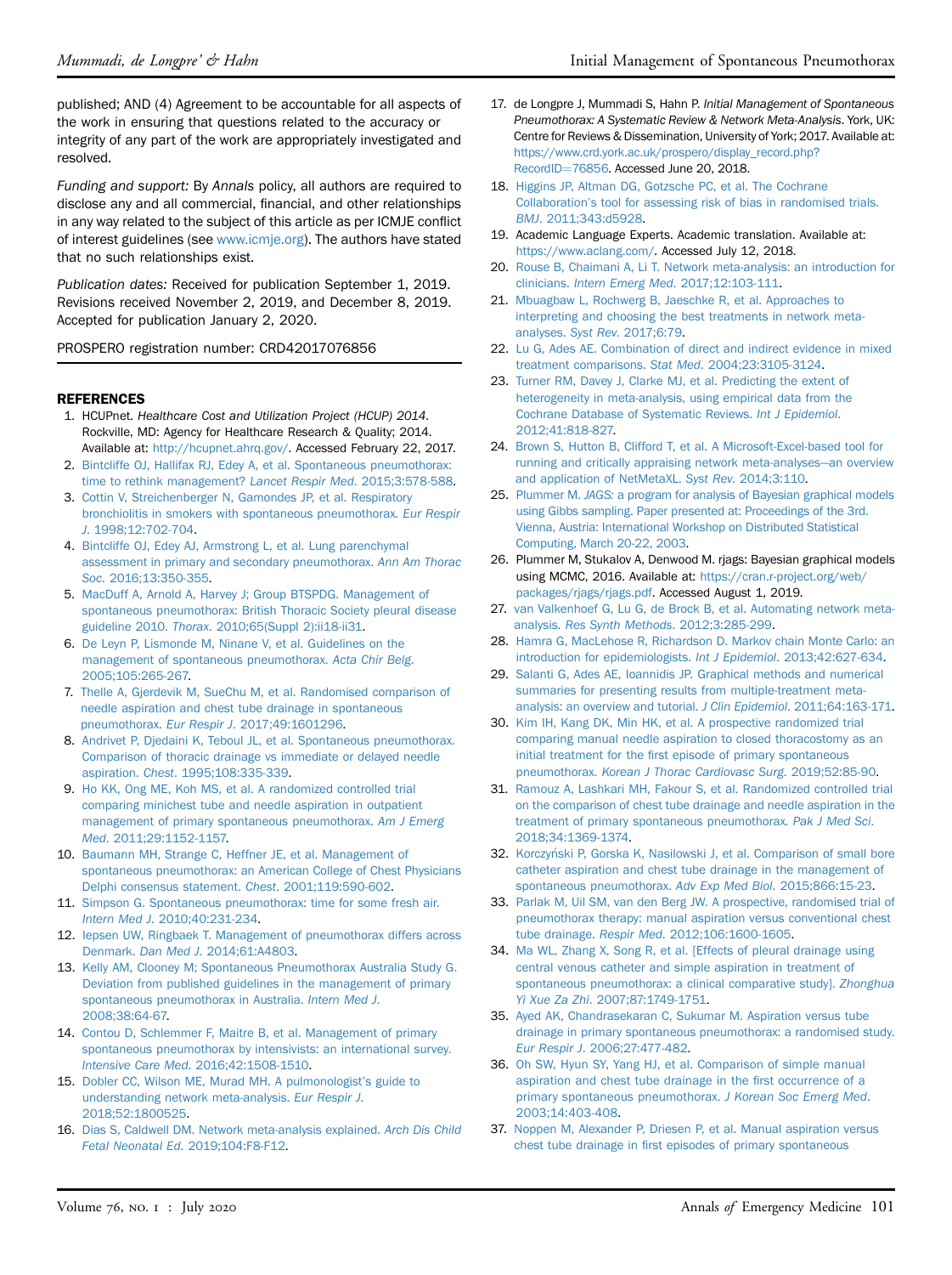published; AND (4) Agreement to be accountable for all aspects of the work in ensuring that questions related to the accuracy or integrity of any part of the work are appropriately investigated and resolved.

*Funding and support:* By *Annals* policy, all authors are required to disclose any and all commercial, financial, and other relationships in any way related to the subject of this article as per ICMJE conflict of interest guidelines (see www.icmje.org). The authors have stated that no such relationships exist.

*Publication dates:* Received for publication September 1, 2019. Revisions received November 2, 2019, and December 8, 2019. Accepted for publication January 2, 2020.

PROSPERO registration number: CRD42017076856

## REFERENCES

1. HCUPnet. *Healthcare Cost and Utilization Project (HCUP) 2014*. Rockville, MD: Agency for Healthcare Research & Quality; 2014. Available at: http://hcupnet.ahrq.gov/. Accessed February 22, 2017.
2. Bintcliffe OJ, Hallifax RJ, Edey A, et al. Spontaneous pneumothorax: time to rethink management? *Lancet Respir Med*. 2015;3:578-588.
3. Cottin V, Streichenberger N, Gamondes JP, et al. Respiratory bronchiolitis in smokers with spontaneous pneumothorax. *Eur Respir J*. 1998;12:702-704.
4. Bintcliffe OJ, Edey AJ, Armstrong L, et al. Lung parenchymal assessment in primary and secondary pneumothorax. *Ann Am Thorac Soc*. 2016;13:350-355.
5. MacDuff A, Arnold A, Harvey J; Group BTSPDG. Management of spontaneous pneumothorax: British Thoracic Society pleural disease guideline 2010. *Thorax*. 2010;65(Suppl 2):ii18-ii31.
6. De Leyn P, Lismonde M, Ninane V, et al. Guidelines on the management of spontaneous pneumothorax. *Acta Chir Belg*. 2005;105:265-267.
7. Thelle A, Gjerdevik M, SueChu M, et al. Randomised comparison of needle aspiration and chest tube drainage in spontaneous pneumothorax. *Eur Respir J*. 2017;49:1601296.
8. Andrivet P, Djedaini K, Teboul JL, et al. Spontaneous pneumothorax. Comparison of thoracic drainage vs immediate or delayed needle aspiration. *Chest*. 1995;108:335-339.
9. Ho KK, Ong ME, Koh MS, et al. A randomized controlled trial comparing minichest tube and needle aspiration in outpatient management of primary spontaneous pneumothorax. *Am J Emerg Med*. 2011;29:1152-1157.
10. Baumann MH, Strange C, Heffner JE, et al. Management of spontaneous pneumothorax: an American College of Chest Physicians Delphi consensus statement. *Chest*. 2001;119:590-602.
11. Simpson G. Spontaneous pneumothorax: time for some fresh air. *Intern Med J*. 2010;40:231-234.
12. Iepsen UW, Ringbaek T. Management of pneumothorax differs across Denmark. *Dan Med J*. 2014;61:A4803.
13. Kelly AM, Clooney M; Spontaneous Pneumothorax Australia Study G. Deviation from published guidelines in the management of primary spontaneous pneumothorax in Australia. *Intern Med J*. 2008;38:64-67.
14. Contou D, Schlemmer F, Maitre B, et al. Management of primary spontaneous pneumothorax by intensivists: an international survey. *Intensive Care Med*. 2016;42:1508-1510.
15. Dobler CC, Wilson ME, Murad MH. A pulmonologist's guide to understanding network meta-analysis. *Eur Respir J*. 2018;52:1800525.
16. Dias S, Caldwell DM. Network meta-analysis explained. *Arch Dis Child Fetal Neonatal Ed*. 2019;104:F8-F12.
17. de Longpre J, Mummadi S, Hahn P. *Initial Management of Spontaneous Pneumothorax: A Systematic Review & Network Meta-Analysis*. York, UK: Centre for Reviews & Dissemination, University of York; 2017. Available at: https://www.crd.york.ac.uk/prospero/display_record.php?RecordID=76856. Accessed June 20, 2018.
18. Higgins JP, Altman DG, Gotzsche PC, et al. The Cochrane Collaboration's tool for assessing risk of bias in randomised trials. *BMJ*. 2011;343:d5928.
19. Academic Language Experts. Academic translation. Available at: https://www.aclang.com/. Accessed July 12, 2018.
20. Rouse B, Chaimani A, Li T. Network meta-analysis: an introduction for clinicians. *Intern Emerg Med*. 2017;12:103-111.
21. Mbuagbaw L, Rochwerg B, Jaeschke R, et al. Approaches to interpreting and choosing the best treatments in network meta-analyses. *Syst Rev*. 2017;6:79.
22. Lu G, Ades AE. Combination of direct and indirect evidence in mixed treatment comparisons. *Stat Med*. 2004;23:3105-3124.
23. Turner RM, Davey J, Clarke MJ, et al. Predicting the extent of heterogeneity in meta-analysis, using empirical data from the Cochrane Database of Systematic Reviews. *Int J Epidemiol*. 2012;41:818-827.
24. Brown S, Hutton B, Clifford T, et al. A Microsoft-Excel-based tool for running and critically appraising network meta-analyses—an overview and application of NetMetaXL. *Syst Rev*. 2014;3:110.
25. Plummer M. *JAGS:* a program for analysis of Bayesian graphical models using Gibbs sampling. Paper presented at: Proceedings of the 3rd. Vienna, Austria: International Workshop on Distributed Statistical Computing, March 20-22, 2003.
26. Plummer M, Stukalov A, Denwood M. rjags: Bayesian graphical models using MCMC, 2016. Available at: https://cran.r-project.org/web/packages/rjags/rjags.pdf. Accessed August 1, 2019.
27. van Valkenhoef G, Lu G, de Brock B, et al. Automating network meta-analysis. *Res Synth Methods*. 2012;3:285-299.
28. Hamra G, MacLehose R, Richardson D. Markov chain Monte Carlo: an introduction for epidemiologists. *Int J Epidemiol*. 2013;42:627-634.
29. Salanti G, Ades AE, Ioannidis JP. Graphical methods and numerical summaries for presenting results from multiple-treatment meta-analysis: an overview and tutorial. *J Clin Epidemiol*. 2011;64:163-171.
30. Kim IH, Kang DK, Min HK, et al. A prospective randomized trial comparing manual needle aspiration to closed thoracostomy as an initial treatment for the first episode of primary spontaneous pneumothorax. *Korean J Thorac Cardiovasc Surg*. 2019;52:85-90.
31. Ramouz A, Lashkari MH, Fakour S, et al. Randomized controlled trial on the comparison of chest tube drainage and needle aspiration in the treatment of primary spontaneous pneumothorax. *Pak J Med Sci*. 2018;34:1369-1374.
32. Korczyński P, Gorska K, Nasilowski J, et al. Comparison of small bore catheter aspiration and chest tube drainage in the management of spontaneous pneumothorax. *Adv Exp Med Biol*. 2015;866:15-23.
33. Parlak M, Uil SM, van den Berg JW. A prospective, randomised trial of pneumothorax therapy: manual aspiration versus conventional chest tube drainage. *Respir Med*. 2012;106:1600-1605.
34. Ma WL, Zhang X, Song R, et al. [Effects of pleural drainage using central venous catheter and simple aspiration in treatment of spontaneous pneumothorax: a clinical comparative study]. *Zhonghua Yi Xue Za Zhi*. 2007;87:1749-1751.
35. Ayed AK, Chandrasekaran C, Sukumar M. Aspiration versus tube drainage in primary spontaneous pneumothorax: a randomised study. *Eur Respir J*. 2006;27:477-482.
36. Oh SW, Hyun SY, Yang HJ, et al. Comparison of simple manual aspiration and chest tube drainage in the first occurrence of a primary spontaneous pneumothorax. *J Korean Soc Emerg Med*. 2003;14:403-408.
37. Noppen M, Alexander P, Driesen P, et al. Manual aspiration versus chest tube drainage in first episodes of primary spontaneous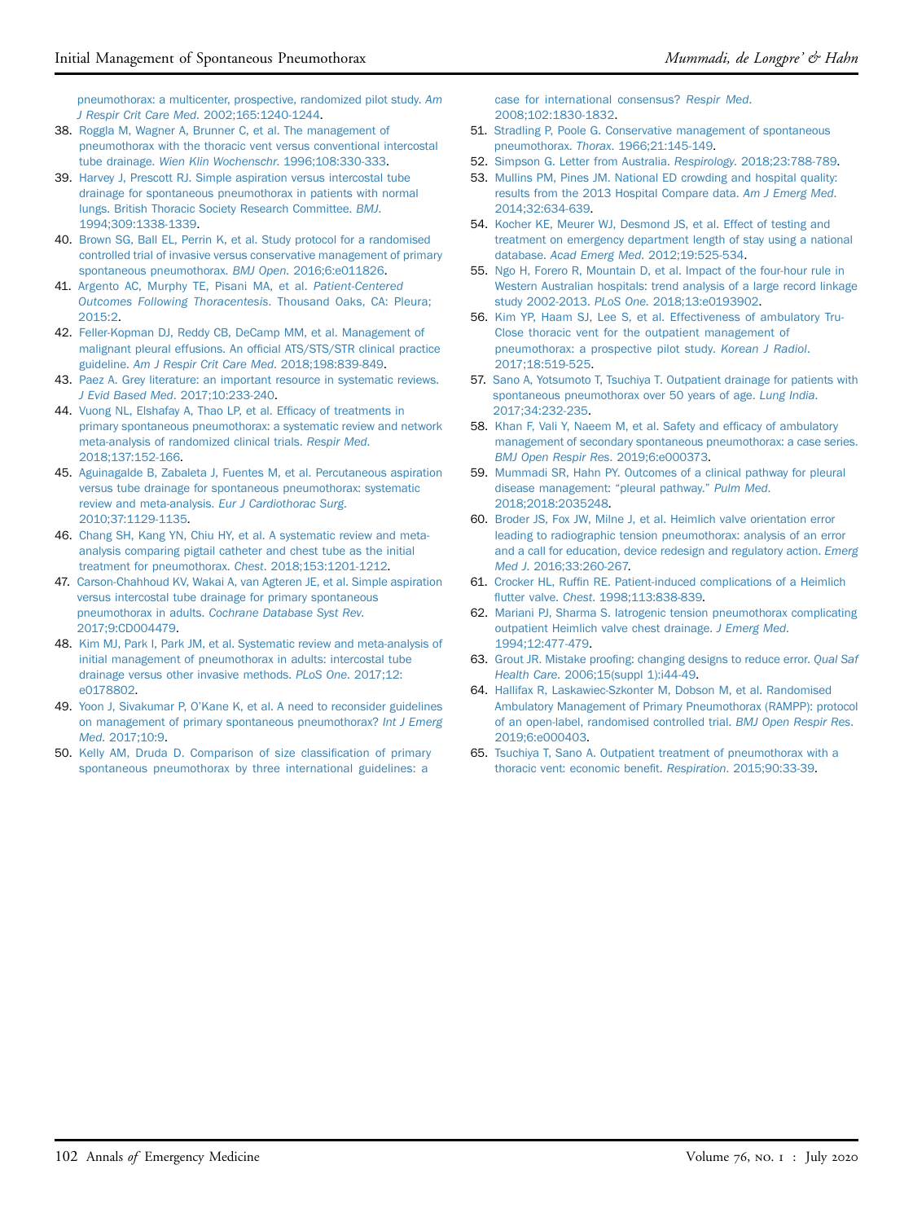pneumothorax: a multicenter, prospective, randomized pilot study. *Am J Respir Crit Care Med*. 2002;165:1240-1244.

38. Roggla M, Wagner A, Brunner C, et al. The management of pneumothorax with the thoracic vent versus conventional intercostal tube drainage. *Wien Klin Wochenschr*. 1996;108:330-333.
39. Harvey J, Prescott RJ. Simple aspiration versus intercostal tube drainage for spontaneous pneumothorax in patients with normal lungs. British Thoracic Society Research Committee. *BMJ*. 1994;309:1338-1339.
40. Brown SG, Ball EL, Perrin K, et al. Study protocol for a randomised controlled trial of invasive versus conservative management of primary spontaneous pneumothorax. *BMJ Open*. 2016;6:e011826.
41. Argento AC, Murphy TE, Pisani MA, et al. *Patient-Centered Outcomes Following Thoracentesis*. Thousand Oaks, CA: Pleura; 2015:2.
42. Feller-Kopman DJ, Reddy CB, DeCamp MM, et al. Management of malignant pleural effusions. An official ATS/STS/STR clinical practice guideline. *Am J Respir Crit Care Med*. 2018;198:839-849.
43. Paez A. Grey literature: an important resource in systematic reviews. *J Evid Based Med*. 2017;10:233-240.
44. Vuong NL, Elshafay A, Thao LP, et al. Efficacy of treatments in primary spontaneous pneumothorax: a systematic review and network meta-analysis of randomized clinical trials. *Respir Med*. 2018;137:152-166.
45. Aguinagalde B, Zabaleta J, Fuentes M, et al. Percutaneous aspiration versus tube drainage for spontaneous pneumothorax: systematic review and meta-analysis. *Eur J Cardiothorac Surg*. 2010;37:1129-1135.
46. Chang SH, Kang YN, Chiu HY, et al. A systematic review and meta-analysis comparing pigtail catheter and chest tube as the initial treatment for pneumothorax. *Chest*. 2018;153:1201-1212.
47. Carson-Chahhoud KV, Wakai A, van Agteren JE, et al. Simple aspiration versus intercostal tube drainage for primary spontaneous pneumothorax in adults. *Cochrane Database Syst Rev*. 2017;9:CD004479.
48. Kim MJ, Park I, Park JM, et al. Systematic review and meta-analysis of initial management of pneumothorax in adults: intercostal tube drainage versus other invasive methods. *PLoS One*. 2017;12:e0178802.
49. Yoon J, Sivakumar P, O'Kane K, et al. A need to reconsider guidelines on management of primary spontaneous pneumothorax? *Int J Emerg Med*. 2017;10:9.
50. Kelly AM, Druda D. Comparison of size classification of primary spontaneous pneumothorax by three international guidelines: a case for international consensus? *Respir Med*. 2008;102:1830-1832.
51. Stradling P, Poole G. Conservative management of spontaneous pneumothorax. *Thorax*. 1966;21:145-149.
52. Simpson G. Letter from Australia. *Respirology*. 2018;23:788-789.
53. Mullins PM, Pines JM. National ED crowding and hospital quality: results from the 2013 Hospital Compare data. *Am J Emerg Med*. 2014;32:634-639.
54. Kocher KE, Meurer WJ, Desmond JS, et al. Effect of testing and treatment on emergency department length of stay using a national database. *Acad Emerg Med*. 2012;19:525-534.
55. Ngo H, Forero R, Mountain D, et al. Impact of the four-hour rule in Western Australian hospitals: trend analysis of a large record linkage study 2002-2013. *PLoS One*. 2018;13:e0193902.
56. Kim YP, Haam SJ, Lee S, et al. Effectiveness of ambulatory Tru-Close thoracic vent for the outpatient management of pneumothorax: a prospective pilot study. *Korean J Radiol*. 2017;18:519-525.
57. Sano A, Yotsumoto T, Tsuchiya T. Outpatient drainage for patients with spontaneous pneumothorax over 50 years of age. *Lung India*. 2017;34:232-235.
58. Khan F, Vali Y, Naeem M, et al. Safety and efficacy of ambulatory management of secondary spontaneous pneumothorax: a case series. *BMJ Open Respir Res*. 2019;6:e000373.
59. Mummadi SR, Hahn PY. Outcomes of a clinical pathway for pleural disease management: "pleural pathway." *Pulm Med*. 2018;2018:2035248.
60. Broder JS, Fox JW, Milne J, et al. Heimlich valve orientation error leading to radiographic tension pneumothorax: analysis of an error and a call for education, device redesign and regulatory action. *Emerg Med J*. 2016;33:260-267.
61. Crocker HL, Ruffin RE. Patient-induced complications of a Heimlich flutter valve. *Chest*. 1998;113:838-839.
62. Mariani PJ, Sharma S. Iatrogenic tension pneumothorax complicating outpatient Heimlich valve chest drainage. *J Emerg Med*. 1994;12:477-479.
63. Grout JR. Mistake proofing: changing designs to reduce error. *Qual Saf Health Care*. 2006;15(suppl 1):i44-49.
64. Hallifax R, Laskawiec-Szkonter M, Dobson M, et al. Randomised Ambulatory Management of Primary Pneumothorax (RAMPP): protocol of an open-label, randomised controlled trial. *BMJ Open Respir Res*. 2019;6:e000403.
65. Tsuchiya T, Sano A. Outpatient treatment of pneumothorax with a thoracic vent: economic benefit. *Respiration*. 2015;90:33-39.